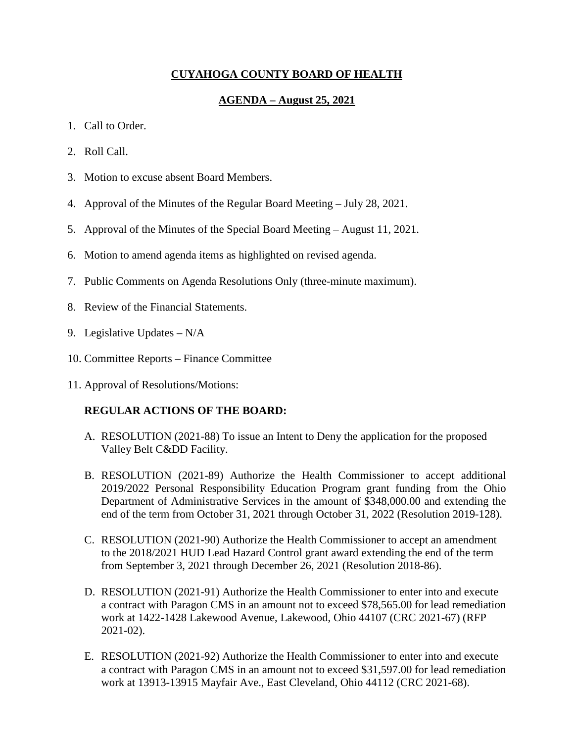# **CUYAHOGA COUNTY BOARD OF HEALTH**

## **AGENDA – August 25, 2021**

1. Call to Order.
2. Roll Call.
3. Motion to excuse absent Board Members.
4. Approval of the Minutes of the Regular Board Meeting – July 28, 2021.
5. Approval of the Minutes of the Special Board Meeting – August 11, 2021.
6. Motion to amend agenda items as highlighted on revised agenda.
7. Public Comments on Agenda Resolutions Only (three-minute maximum).
8. Review of the Financial Statements.
9. Legislative Updates – N/A
10. Committee Reports – Finance Committee
11. Approval of Resolutions/Motions:

**REGULAR ACTIONS OF THE BOARD:**

A. RESOLUTION (2021-88) To issue an Intent to Deny the application for the proposed Valley Belt C&DD Facility.

B. RESOLUTION (2021-89) Authorize the Health Commissioner to accept additional 2019/2022 Personal Responsibility Education Program grant funding from the Ohio Department of Administrative Services in the amount of $348,000.00 and extending the end of the term from October 31, 2021 through October 31, 2022 (Resolution 2019-128).

C. RESOLUTION (2021-90) Authorize the Health Commissioner to accept an amendment to the 2018/2021 HUD Lead Hazard Control grant award extending the end of the term from September 3, 2021 through December 26, 2021 (Resolution 2018-86).

D. RESOLUTION (2021-91) Authorize the Health Commissioner to enter into and execute a contract with Paragon CMS in an amount not to exceed $78,565.00 for lead remediation work at 1422-1428 Lakewood Avenue, Lakewood, Ohio 44107 (CRC 2021-67) (RFP 2021-02).

E. RESOLUTION (2021-92) Authorize the Health Commissioner to enter into and execute a contract with Paragon CMS in an amount not to exceed $31,597.00 for lead remediation work at 13913-13915 Mayfair Ave., East Cleveland, Ohio 44112 (CRC 2021-68).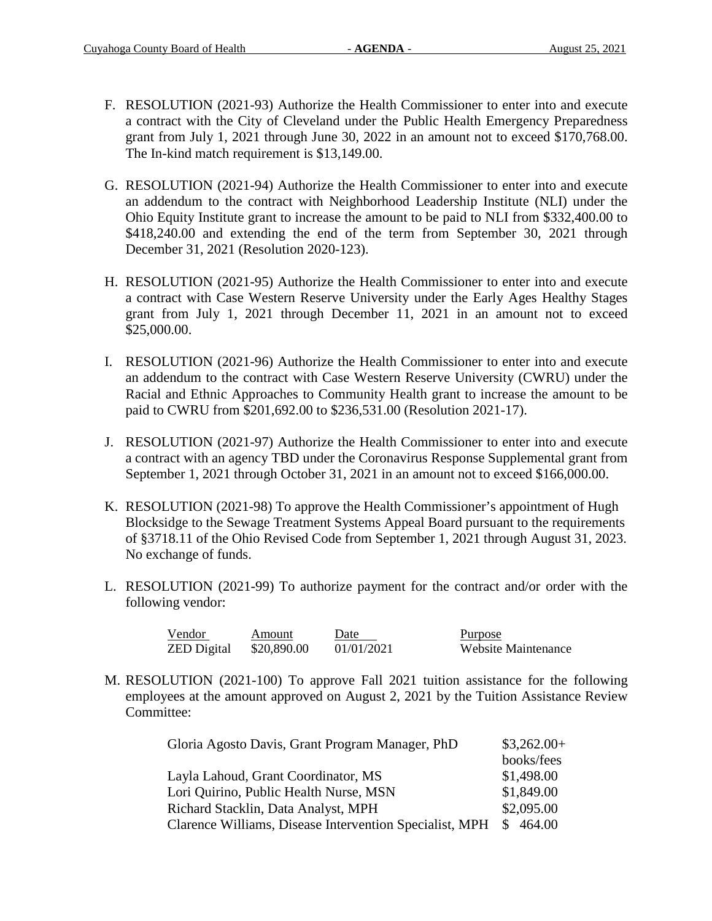F. RESOLUTION (2021-93) Authorize the Health Commissioner to enter into and execute a contract with the City of Cleveland under the Public Health Emergency Preparedness grant from July 1, 2021 through June 30, 2022 in an amount not to exceed $170,768.00. The In-kind match requirement is $13,149.00.

G. RESOLUTION (2021-94) Authorize the Health Commissioner to enter into and execute an addendum to the contract with Neighborhood Leadership Institute (NLI) under the Ohio Equity Institute grant to increase the amount to be paid to NLI from $332,400.00 to $418,240.00 and extending the end of the term from September 30, 2021 through December 31, 2021 (Resolution 2020-123).

H. RESOLUTION (2021-95) Authorize the Health Commissioner to enter into and execute a contract with Case Western Reserve University under the Early Ages Healthy Stages grant from July 1, 2021 through December 11, 2021 in an amount not to exceed $25,000.00.

I. RESOLUTION (2021-96) Authorize the Health Commissioner to enter into and execute an addendum to the contract with Case Western Reserve University (CWRU) under the Racial and Ethnic Approaches to Community Health grant to increase the amount to be paid to CWRU from $201,692.00 to $236,531.00 (Resolution 2021-17).

J. RESOLUTION (2021-97) Authorize the Health Commissioner to enter into and execute a contract with an agency TBD under the Coronavirus Response Supplemental grant from September 1, 2021 through October 31, 2021 in an amount not to exceed $166,000.00.

K. RESOLUTION (2021-98) To approve the Health Commissioner's appointment of Hugh Blocksidge to the Sewage Treatment Systems Appeal Board pursuant to the requirements of §3718.11 of the Ohio Revised Code from September 1, 2021 through August 31, 2023. No exchange of funds.

L. RESOLUTION (2021-99) To authorize payment for the contract and/or order with the following vendor:

| Vendor | Amount | Date | Purpose |
|---|---|---|---|
| ZED Digital | $20,890.00 | 01/01/2021 | Website Maintenance |

M. RESOLUTION (2021-100) To approve Fall 2021 tuition assistance for the following employees at the amount approved on August 2, 2021 by the Tuition Assistance Review Committee:

| | |
|---|---|
| Gloria Agosto Davis, Grant Program Manager, PhD | $3,262.00+ books/fees |
| Layla Lahoud, Grant Coordinator, MS | $1,498.00 |
| Lori Quirino, Public Health Nurse, MSN | $1,849.00 |
| Richard Stacklin, Data Analyst, MPH | $2,095.00 |
| Clarence Williams, Disease Intervention Specialist, MPH | $ 464.00 |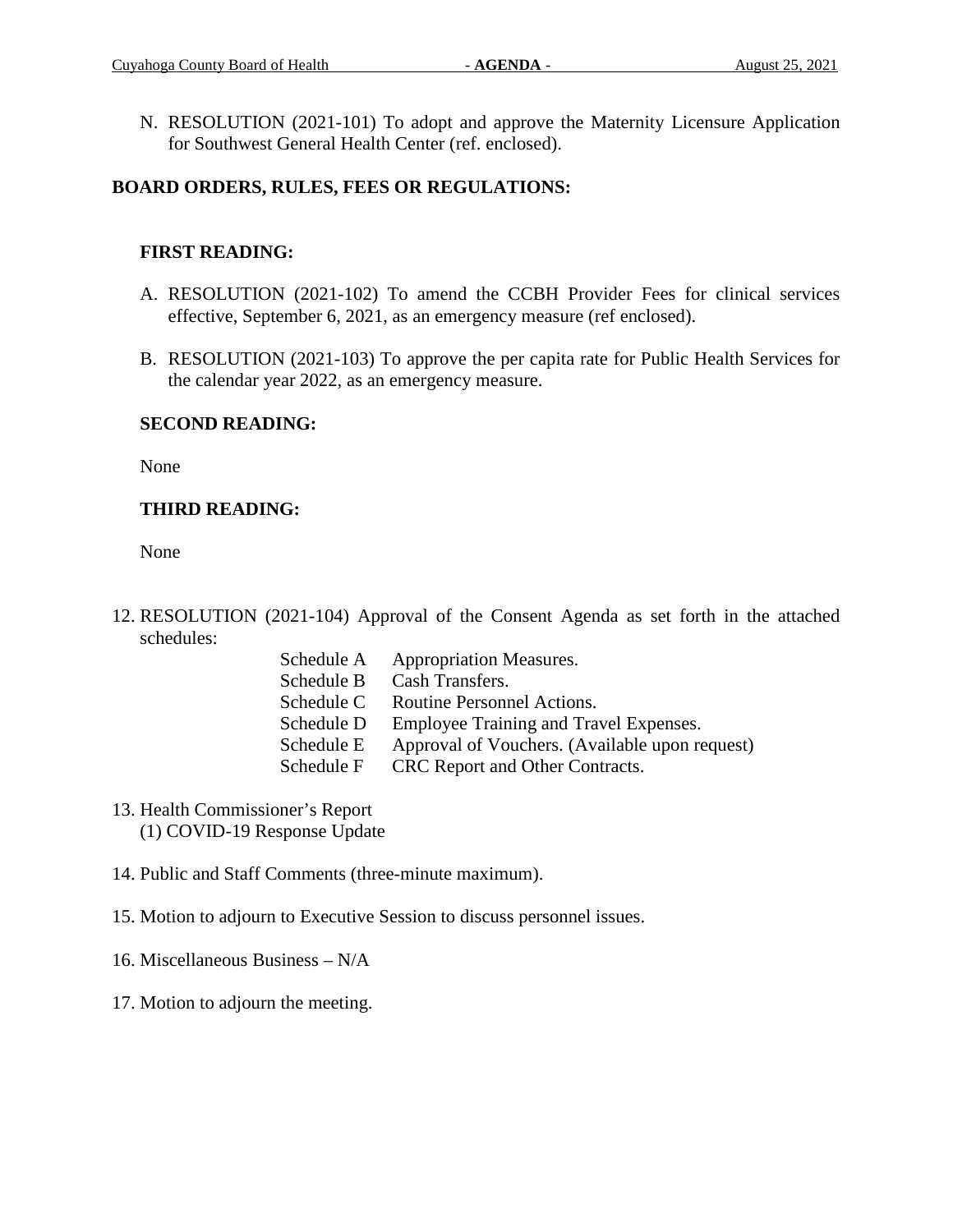N. RESOLUTION (2021-101) To adopt and approve the Maternity Licensure Application for Southwest General Health Center (ref. enclosed).

**BOARD ORDERS, RULES, FEES OR REGULATIONS:**

**FIRST READING:**

A. RESOLUTION (2021-102) To amend the CCBH Provider Fees for clinical services effective, September 6, 2021, as an emergency measure (ref enclosed).

B. RESOLUTION (2021-103) To approve the per capita rate for Public Health Services for the calendar year 2022, as an emergency measure.

**SECOND READING:**

None

**THIRD READING:**

None

12. RESOLUTION (2021-104) Approval of the Consent Agenda as set forth in the attached schedules:

| | |
|---|---|
| Schedule A | Appropriation Measures. |
| Schedule B | Cash Transfers. |
| Schedule C | Routine Personnel Actions. |
| Schedule D | Employee Training and Travel Expenses. |
| Schedule E | Approval of Vouchers. (Available upon request) |
| Schedule F | CRC Report and Other Contracts. |

13. Health Commissioner's Report
    (1) COVID-19 Response Update

14. Public and Staff Comments (three-minute maximum).

15. Motion to adjourn to Executive Session to discuss personnel issues.

16. Miscellaneous Business – N/A

17. Motion to adjourn the meeting.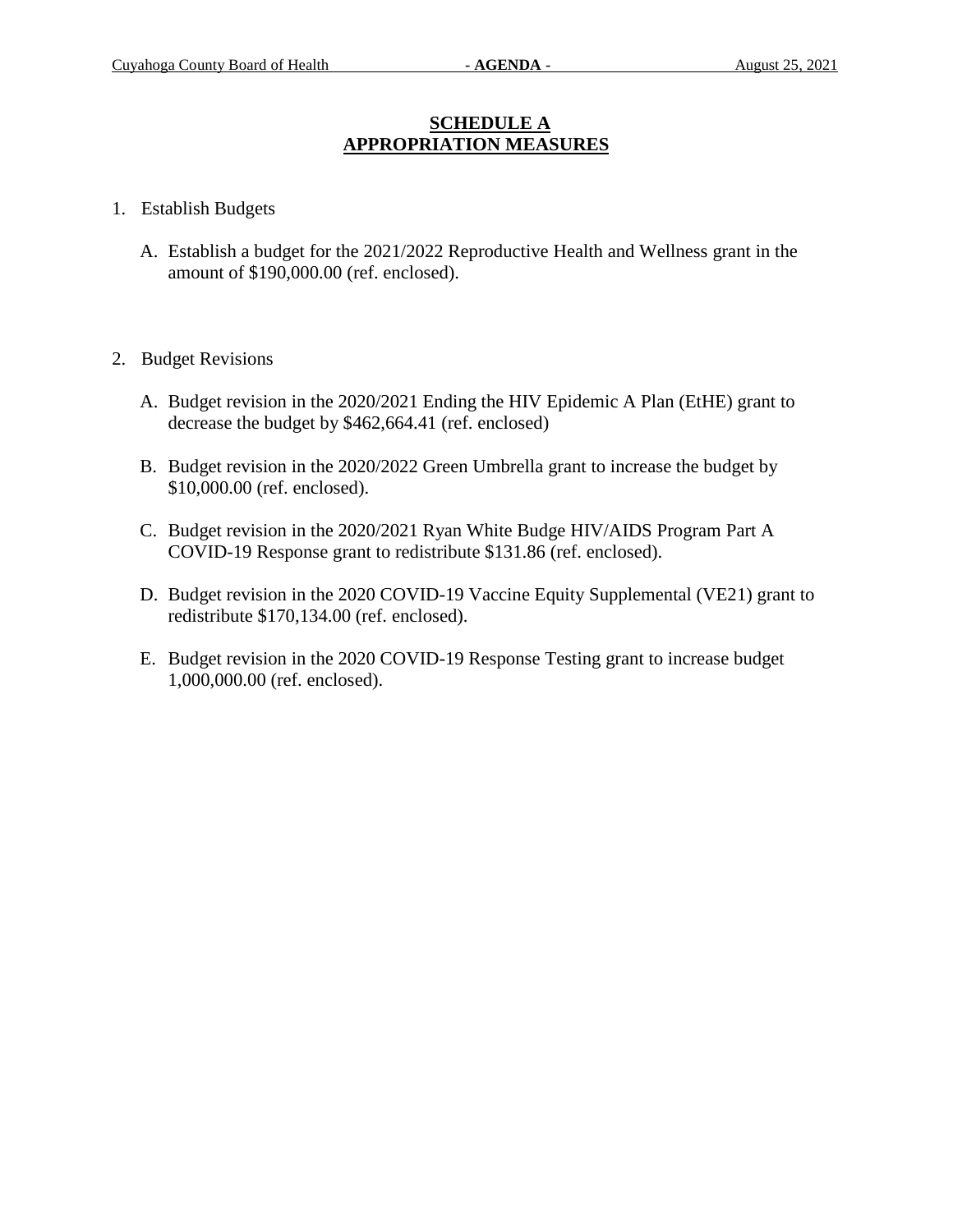## SCHEDULE A
## APPROPRIATION MEASURES

1. Establish Budgets

   A. Establish a budget for the 2021/2022 Reproductive Health and Wellness grant in the amount of $190,000.00 (ref. enclosed).

2. Budget Revisions

   A. Budget revision in the 2020/2021 Ending the HIV Epidemic A Plan (EtHE) grant to decrease the budget by $462,664.41 (ref. enclosed)

   B. Budget revision in the 2020/2022 Green Umbrella grant to increase the budget by $10,000.00 (ref. enclosed).

   C. Budget revision in the 2020/2021 Ryan White Budge HIV/AIDS Program Part A COVID-19 Response grant to redistribute $131.86 (ref. enclosed).

   D. Budget revision in the 2020 COVID-19 Vaccine Equity Supplemental (VE21) grant to redistribute $170,134.00 (ref. enclosed).

   E. Budget revision in the 2020 COVID-19 Response Testing grant to increase budget 1,000,000.00 (ref. enclosed).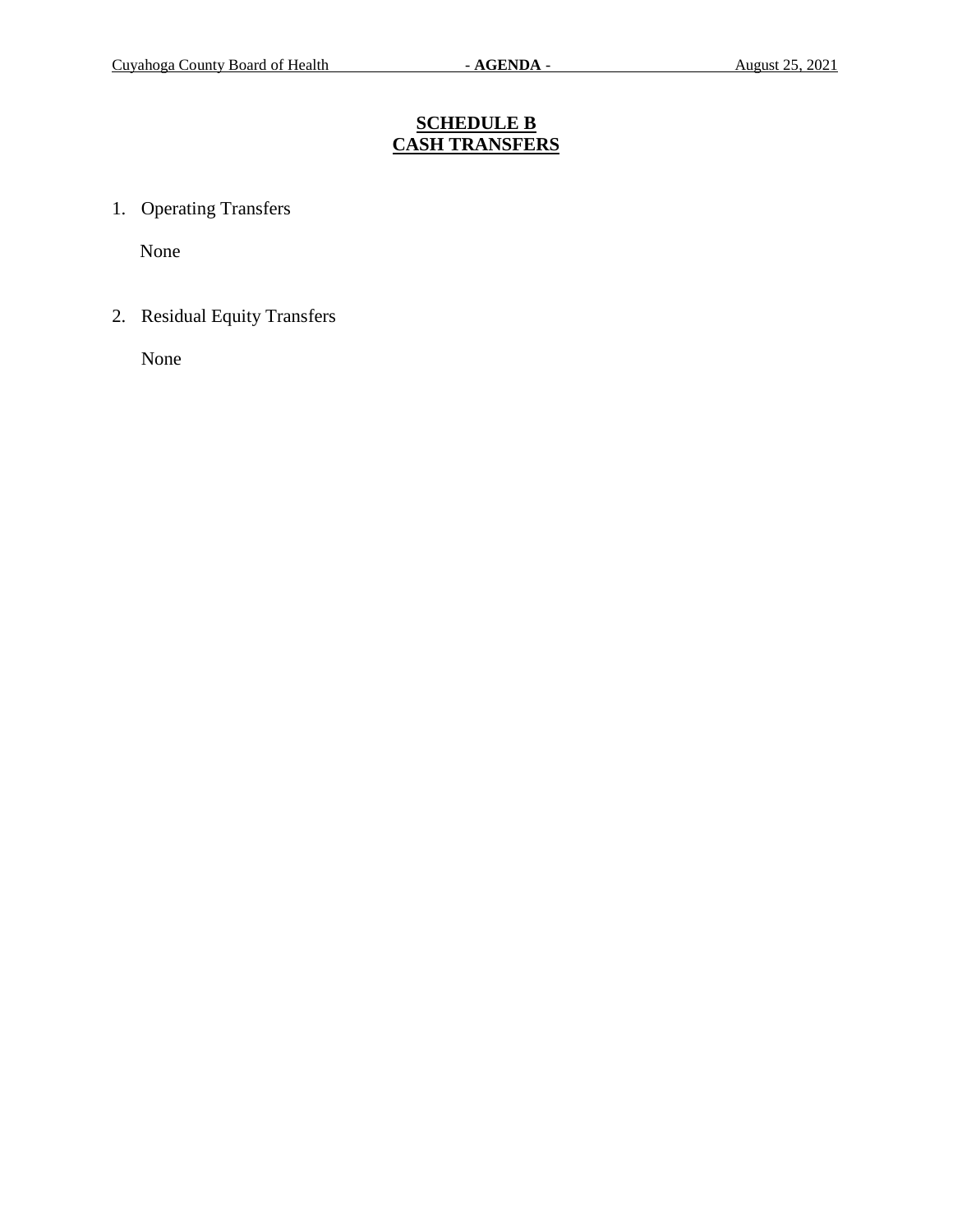## SCHEDULE B
## CASH TRANSFERS

1. Operating Transfers

   None

2. Residual Equity Transfers

   None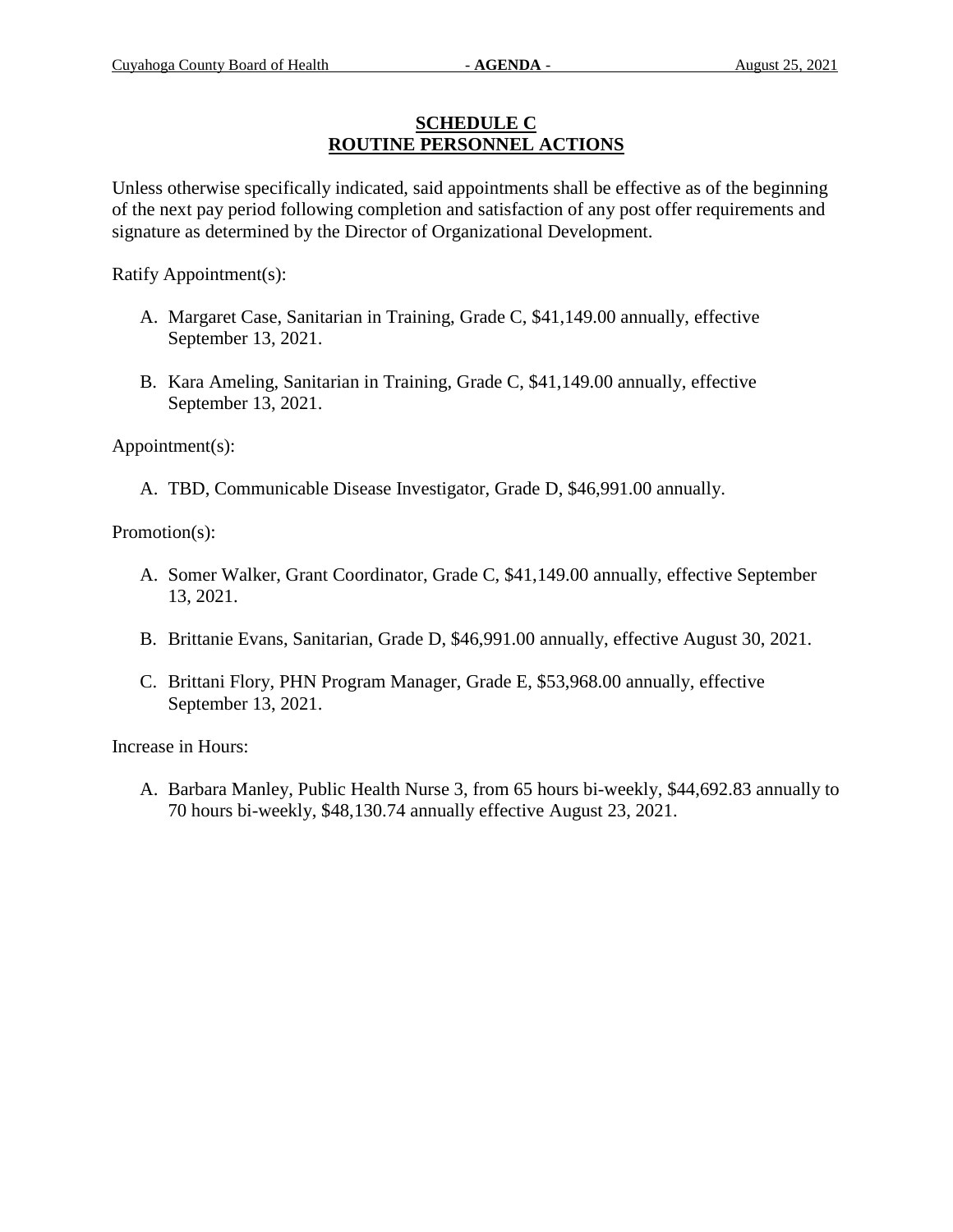## SCHEDULE C
## ROUTINE PERSONNEL ACTIONS

Unless otherwise specifically indicated, said appointments shall be effective as of the beginning of the next pay period following completion and satisfaction of any post offer requirements and signature as determined by the Director of Organizational Development.

Ratify Appointment(s):

A. Margaret Case, Sanitarian in Training, Grade C, $41,149.00 annually, effective September 13, 2021.

B. Kara Ameling, Sanitarian in Training, Grade C, $41,149.00 annually, effective September 13, 2021.

Appointment(s):

A. TBD, Communicable Disease Investigator, Grade D, $46,991.00 annually.

Promotion(s):

A. Somer Walker, Grant Coordinator, Grade C, $41,149.00 annually, effective September 13, 2021.

B. Brittanie Evans, Sanitarian, Grade D, $46,991.00 annually, effective August 30, 2021.

C. Brittani Flory, PHN Program Manager, Grade E, $53,968.00 annually, effective September 13, 2021.

Increase in Hours:

A. Barbara Manley, Public Health Nurse 3, from 65 hours bi-weekly, $44,692.83 annually to 70 hours bi-weekly, $48,130.74 annually effective August 23, 2021.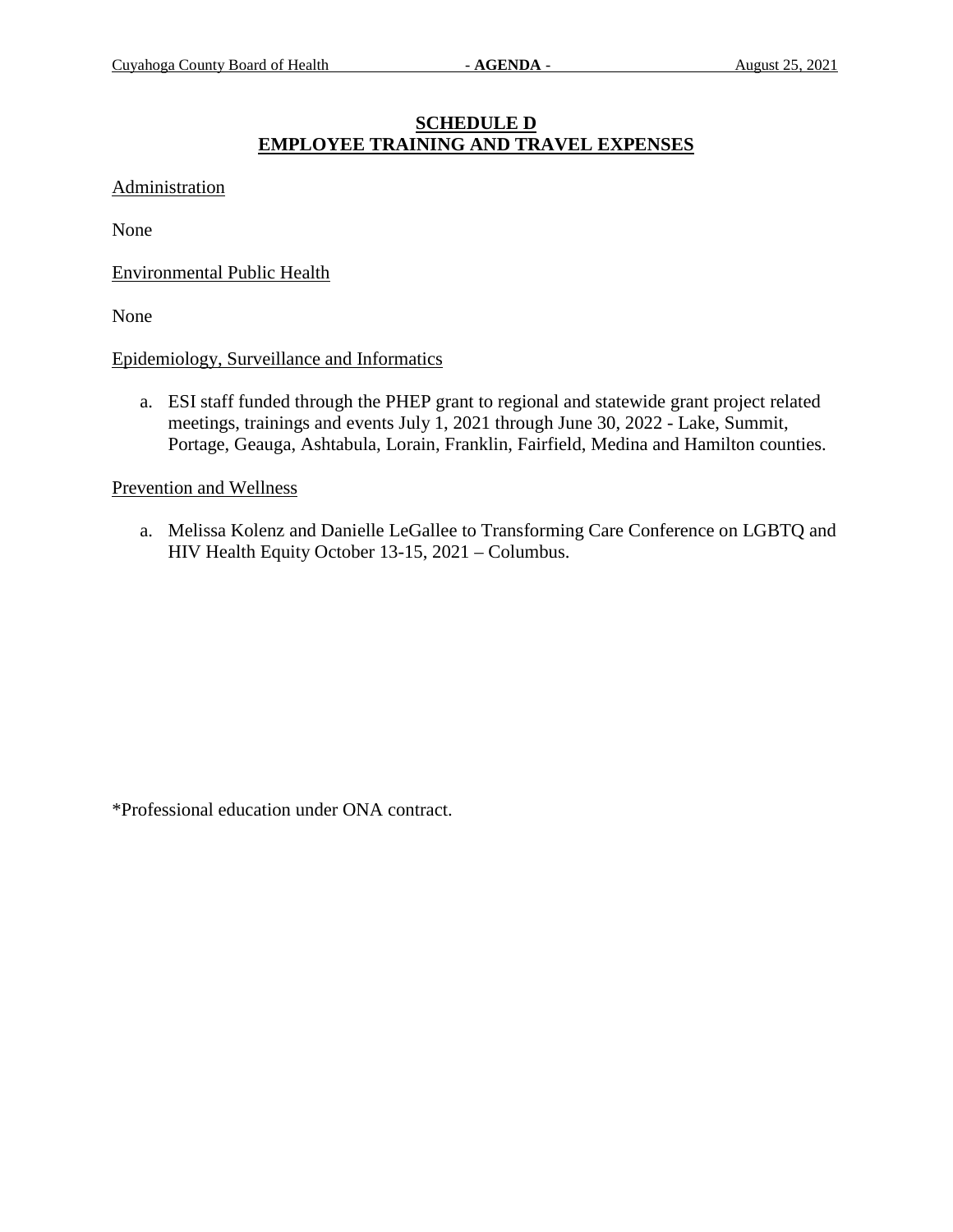## SCHEDULE D
## EMPLOYEE TRAINING AND TRAVEL EXPENSES

Administration

None

Environmental Public Health

None

Epidemiology, Surveillance and Informatics

a. ESI staff funded through the PHEP grant to regional and statewide grant project related meetings, trainings and events July 1, 2021 through June 30, 2022 - Lake, Summit, Portage, Geauga, Ashtabula, Lorain, Franklin, Fairfield, Medina and Hamilton counties.

Prevention and Wellness

a. Melissa Kolenz and Danielle LeGallee to Transforming Care Conference on LGBTQ and HIV Health Equity October 13-15, 2021 – Columbus.

*Professional education under ONA contract.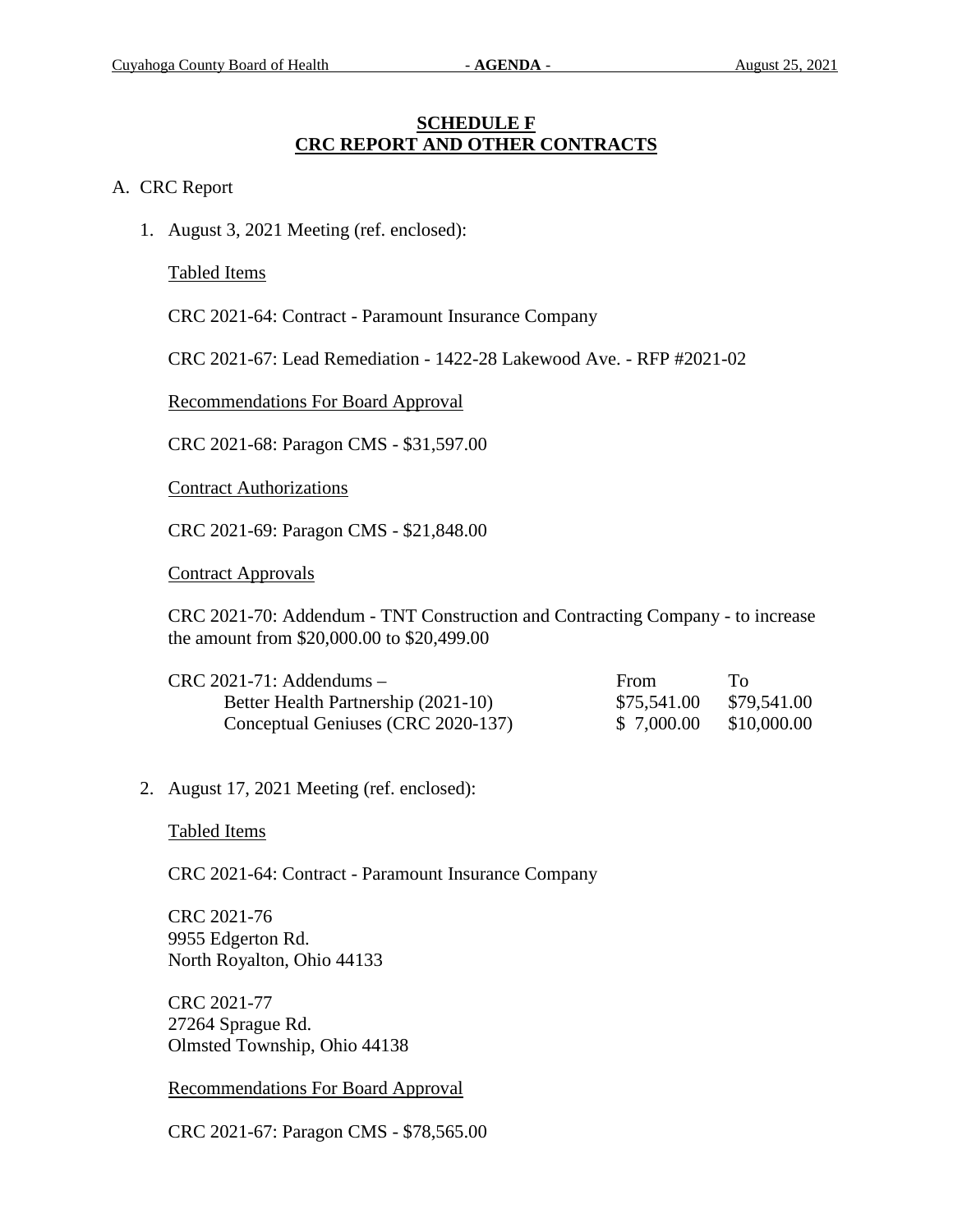## SCHEDULE F
## CRC REPORT AND OTHER CONTRACTS

A. CRC Report

1. August 3, 2021 Meeting (ref. enclosed):

   Tabled Items

   CRC 2021-64: Contract - Paramount Insurance Company

   CRC 2021-67: Lead Remediation - 1422-28 Lakewood Ave. - RFP #2021-02

   Recommendations For Board Approval

   CRC 2021-68: Paragon CMS - $31,597.00

   Contract Authorizations

   CRC 2021-69: Paragon CMS - $21,848.00

   Contract Approvals

   CRC 2021-70: Addendum - TNT Construction and Contracting Company - to increase the amount from $20,000.00 to $20,499.00

   | CRC 2021-71: Addendums – | From | To |
   |---|---|---|
   | Better Health Partnership (2021-10) | $75,541.00 | $79,541.00 |
   | Conceptual Geniuses (CRC 2020-137) | $ 7,000.00 | $10,000.00 |

2. August 17, 2021 Meeting (ref. enclosed):

   Tabled Items

   CRC 2021-64: Contract - Paramount Insurance Company

   CRC 2021-76
   9955 Edgerton Rd.
   North Royalton, Ohio 44133

   CRC 2021-77
   27264 Sprague Rd.
   Olmsted Township, Ohio 44138

   Recommendations For Board Approval

   CRC 2021-67: Paragon CMS - $78,565.00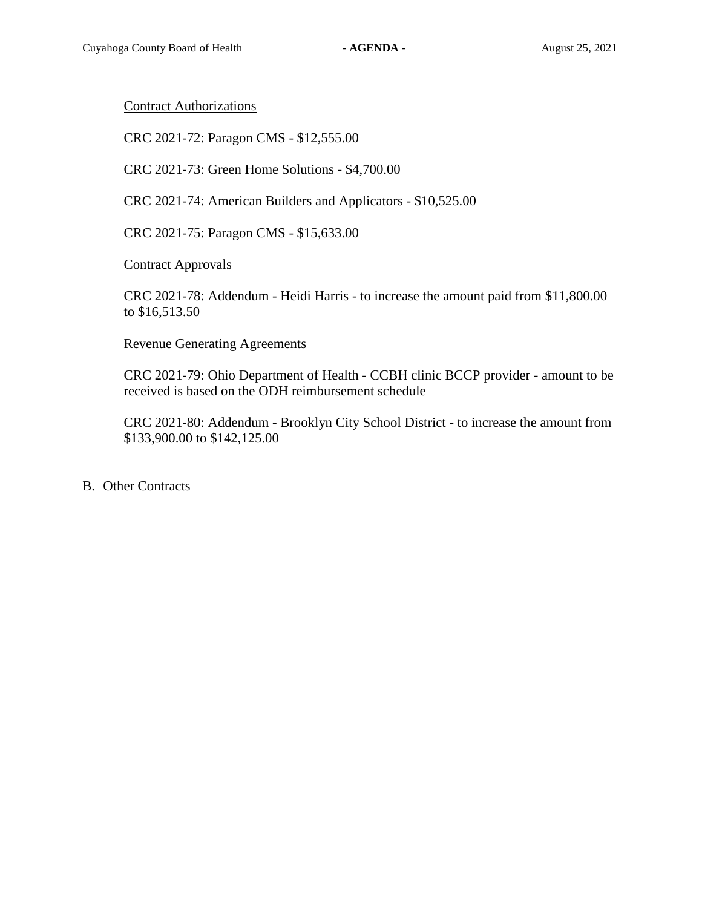Contract Authorizations

CRC 2021-72: Paragon CMS - $12,555.00

CRC 2021-73: Green Home Solutions - $4,700.00

CRC 2021-74: American Builders and Applicators - $10,525.00

CRC 2021-75: Paragon CMS - $15,633.00

Contract Approvals

CRC 2021-78: Addendum - Heidi Harris - to increase the amount paid from $11,800.00 to $16,513.50

Revenue Generating Agreements

CRC 2021-79: Ohio Department of Health - CCBH clinic BCCP provider - amount to be received is based on the ODH reimbursement schedule

CRC 2021-80: Addendum - Brooklyn City School District - to increase the amount from $133,900.00 to $142,125.00

B. Other Contracts